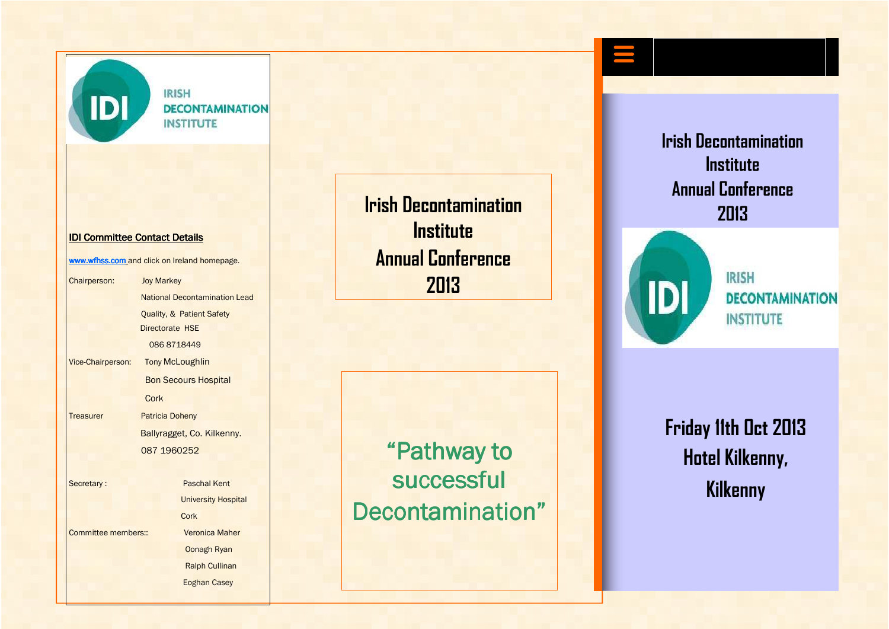IRISH DECONTAMINATION INSTITUTE

**IDI Committee Contact Details**

www.wfhss.com and click on Ireland homepage.

| | |
|---|---|
| Chairperson: | Joy Markey<br>National Decontamination Lead<br>Quality, & Patient Safety<br>Directorate HSE<br>086 8718449 |
| Vice-Chairperson: | Tony McLoughlin<br>Bon Secours Hospital<br>Cork |
| Treasurer | Patricia Doheny<br>Ballyragget, Co. Kilkenny.<br>087 1960252 |
| Secretary : | Paschal Kent<br>University Hospital<br>Cork |
| Committee members:: | Veronica Maher<br>Oonagh Ryan<br>Ralph Cullinan<br>Eoghan Casey |

# Irish Decontamination Institute Annual Conference 2013

## "Pathway to successful Decontamination"

# Irish Decontamination Institute Annual Conference 2013

IRISH DECONTAMINATION INSTITUTE

## Friday 11th Oct 2013
## Hotel Kilkenny, Kilkenny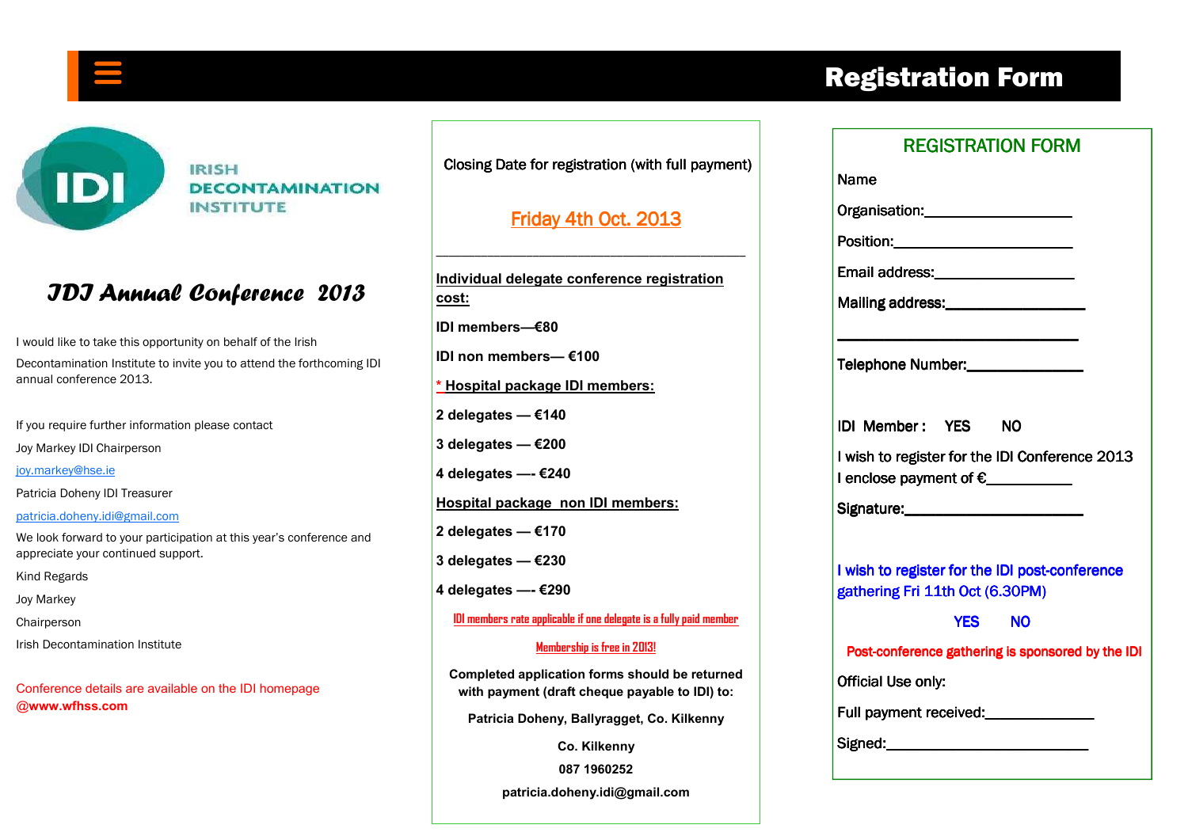# Registration Form

IRISH DECONTAMINATION INSTITUTE

## *IDI Annual Conference 2013*

I would like to take this opportunity on behalf of the Irish Decontamination Institute to invite you to attend the forthcoming IDI annual conference 2013.

If you require further information please contact

Joy Markey IDI Chairperson

joy.markey@hse.ie

Patricia Doheny IDI Treasurer

patricia.doheny.idi@gmail.com

We look forward to your participation at this year's conference and appreciate your continued support.

Kind Regards

Joy Markey

Chairperson

Irish Decontamination Institute

Conference details are available on the IDI homepage **@www.wfhss.com**

Closing Date for registration (with full payment)

Friday 4th Oct. 2013

---

**Individual delegate conference registration cost:**

**IDI members—€80**

**IDI non members— €100**

**\* Hospital package IDI members:**

**2 delegates — €140**

**3 delegates — €200**

**4 delegates —- €240**

**Hospital package non IDI members:**

**2 delegates — €170**

**3 delegates — €230**

**4 delegates —- €290**

IDI members rate applicable if one delegate is a fully paid member

Membership is free in 2013!

**Completed application forms should be returned with payment (draft cheque payable to IDI) to:**

**Patricia Doheny, Ballyragget, Co. Kilkenny**

**Co. Kilkenny**

**087 1960252**

**patricia.doheny.idi@gmail.com**

## REGISTRATION FORM

Name

Organisation:__________________

Position:______________________

Email address:_________________

Mailing address:_________________

_____________________________

Telephone Number:______________

IDI Member : YES NO

I wish to register for the IDI Conference 2013

I enclose payment of €__________

Signature:______________________

I wish to register for the IDI post-conference gathering Fri 11th Oct (6.30PM)

YES NO

Post-conference gathering is sponsored by the IDI

Official Use only:

Full payment received:_____________

Signed:________________________